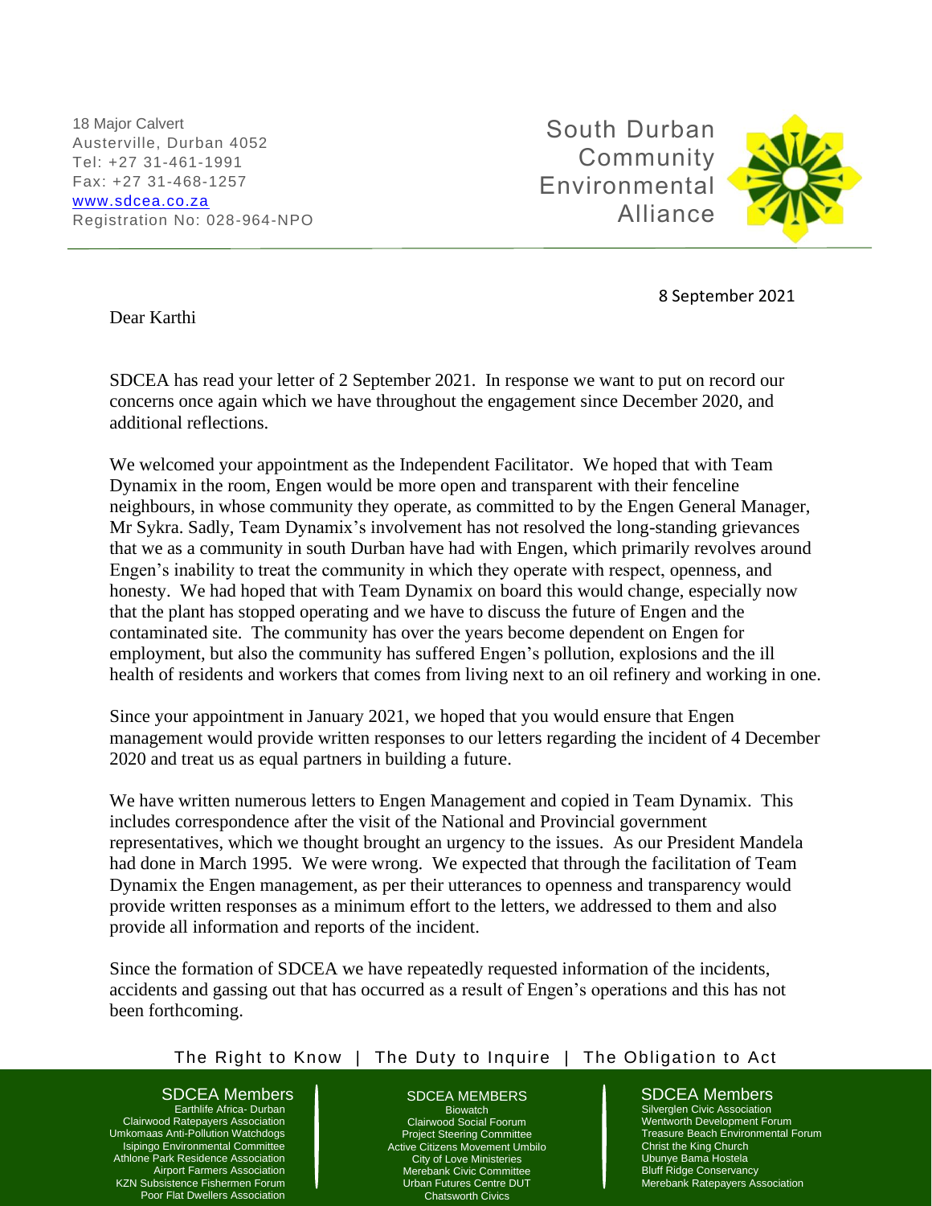18 Major Calvert
Austerville, Durban 4052
Tel: +27 31-461-1991
Fax: +27 31-468-1257
www.sdcea.co.za
Registration No: 028-964-NPO

South Durban Community Environmental Alliance

8 September 2021

Dear Karthi

SDCEA has read your letter of 2 September 2021. In response we want to put on record our concerns once again which we have throughout the engagement since December 2020, and additional reflections.

We welcomed your appointment as the Independent Facilitator. We hoped that with Team Dynamix in the room, Engen would be more open and transparent with their fenceline neighbours, in whose community they operate, as committed to by the Engen General Manager, Mr Sykra. Sadly, Team Dynamix's involvement has not resolved the long-standing grievances that we as a community in south Durban have had with Engen, which primarily revolves around Engen's inability to treat the community in which they operate with respect, openness, and honesty. We had hoped that with Team Dynamix on board this would change, especially now that the plant has stopped operating and we have to discuss the future of Engen and the contaminated site. The community has over the years become dependent on Engen for employment, but also the community has suffered Engen's pollution, explosions and the ill health of residents and workers that comes from living next to an oil refinery and working in one.

Since your appointment in January 2021, we hoped that you would ensure that Engen management would provide written responses to our letters regarding the incident of 4 December 2020 and treat us as equal partners in building a future.

We have written numerous letters to Engen Management and copied in Team Dynamix. This includes correspondence after the visit of the National and Provincial government representatives, which we thought brought an urgency to the issues. As our President Mandela had done in March 1995. We were wrong. We expected that through the facilitation of Team Dynamix the Engen management, as per their utterances to openness and transparency would provide written responses as a minimum effort to the letters, we addressed to them and also provide all information and reports of the incident.

Since the formation of SDCEA we have repeatedly requested information of the incidents, accidents and gassing out that has occurred as a result of Engen's operations and this has not been forthcoming.

The Right to Know | The Duty to Inquire | The Obligation to Act

**SDCEA Members**
Earthlife Africa- Durban
Clairwood Ratepayers Association
Umkomaas Anti-Pollution Watchdogs
Isipingo Environmental Committee
Athlone Park Residence Association
Airport Farmers Association
KZN Subsistence Fishermen Forum
Poor Flat Dwellers Association

**SDCEA MEMBERS**
Biowatch
Clairwood Social Foorum
Project Steering Committee
Active Citizens Movement Umbilo
City of Love Ministeries
Merebank Civic Committee
Urban Futures Centre DUT
Chatsworth Civics

**SDCEA Members**
Silverglen Civic Association
Wentworth Development Forum
Treasure Beach Environmental Forum
Christ the King Church
Ubunye Bama Hostela
Bluff Ridge Conservancy
Merebank Ratepayers Association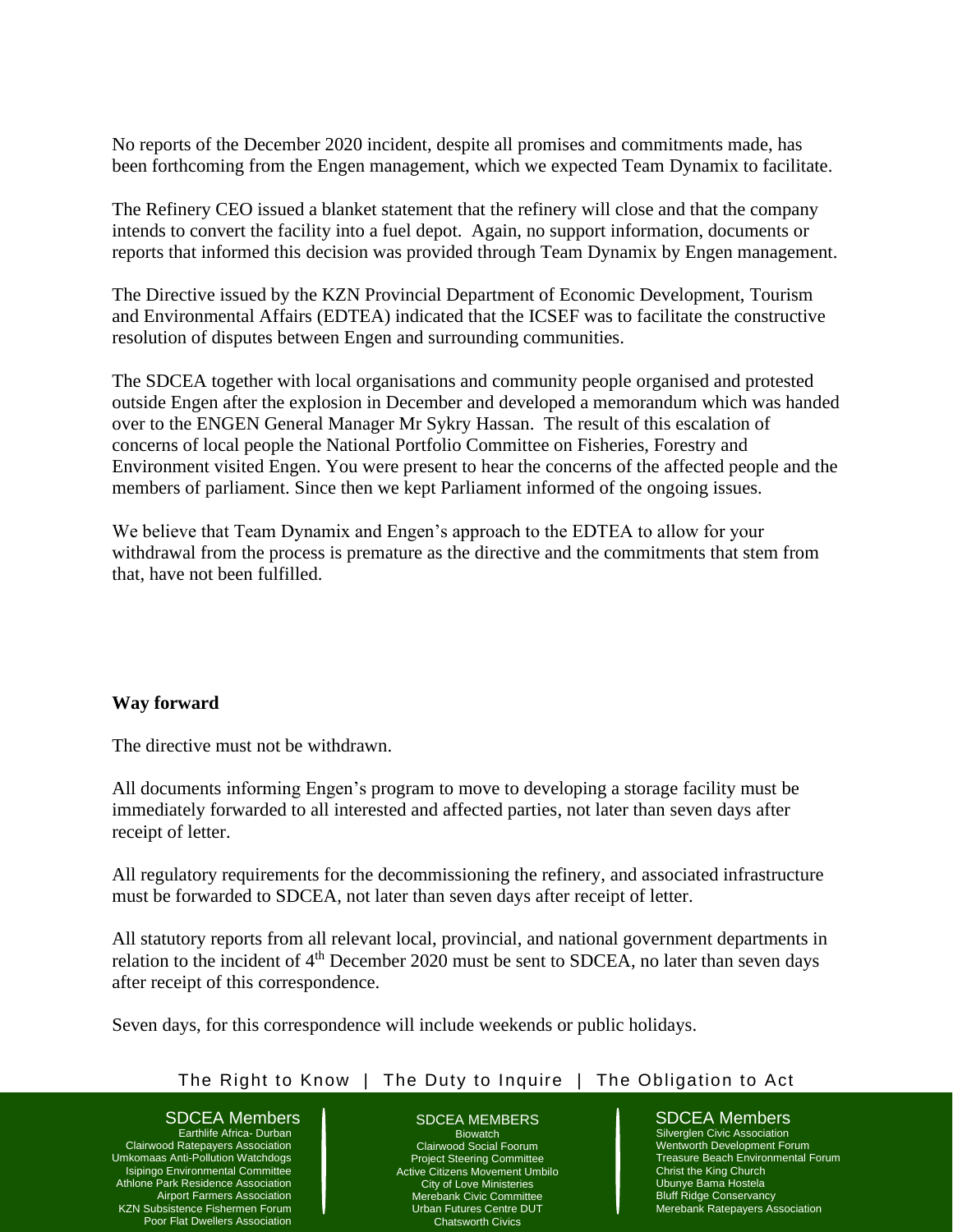No reports of the December 2020 incident, despite all promises and commitments made, has been forthcoming from the Engen management, which we expected Team Dynamix to facilitate.

The Refinery CEO issued a blanket statement that the refinery will close and that the company intends to convert the facility into a fuel depot. Again, no support information, documents or reports that informed this decision was provided through Team Dynamix by Engen management.

The Directive issued by the KZN Provincial Department of Economic Development, Tourism and Environmental Affairs (EDTEA) indicated that the ICSEF was to facilitate the constructive resolution of disputes between Engen and surrounding communities.

The SDCEA together with local organisations and community people organised and protested outside Engen after the explosion in December and developed a memorandum which was handed over to the ENGEN General Manager Mr Sykry Hassan. The result of this escalation of concerns of local people the National Portfolio Committee on Fisheries, Forestry and Environment visited Engen. You were present to hear the concerns of the affected people and the members of parliament. Since then we kept Parliament informed of the ongoing issues.

We believe that Team Dynamix and Engen's approach to the EDTEA to allow for your withdrawal from the process is premature as the directive and the commitments that stem from that, have not been fulfilled.

**Way forward**

The directive must not be withdrawn.

All documents informing Engen's program to move to developing a storage facility must be immediately forwarded to all interested and affected parties, not later than seven days after receipt of letter.

All regulatory requirements for the decommissioning the refinery, and associated infrastructure must be forwarded to SDCEA, not later than seven days after receipt of letter.

All statutory reports from all relevant local, provincial, and national government departments in relation to the incident of 4th December 2020 must be sent to SDCEA, no later than seven days after receipt of this correspondence.

Seven days, for this correspondence will include weekends or public holidays.

The Right to Know | The Duty to Inquire | The Obligation to Act

SDCEA Members
Earthlife Africa- Durban
Clairwood Ratepayers Association
Umkomaas Anti-Pollution Watchdogs
Isipingo Environmental Committee
Athlone Park Residence Association
Airport Farmers Association
KZN Subsistence Fishermen Forum
Poor Flat Dwellers Association

SDCEA MEMBERS
Biowatch
Clairwood Social Foorum
Project Steering Committee
Active Citizens Movement Umbilo
City of Love Ministeries
Merebank Civic Committee
Urban Futures Centre DUT
Chatsworth Civics

SDCEA Members
Silverglen Civic Association
Wentworth Development Forum
Treasure Beach Environmental Forum
Christ the King Church
Ubunye Bama Hostela
Bluff Ridge Conservancy
Merebank Ratepayers Association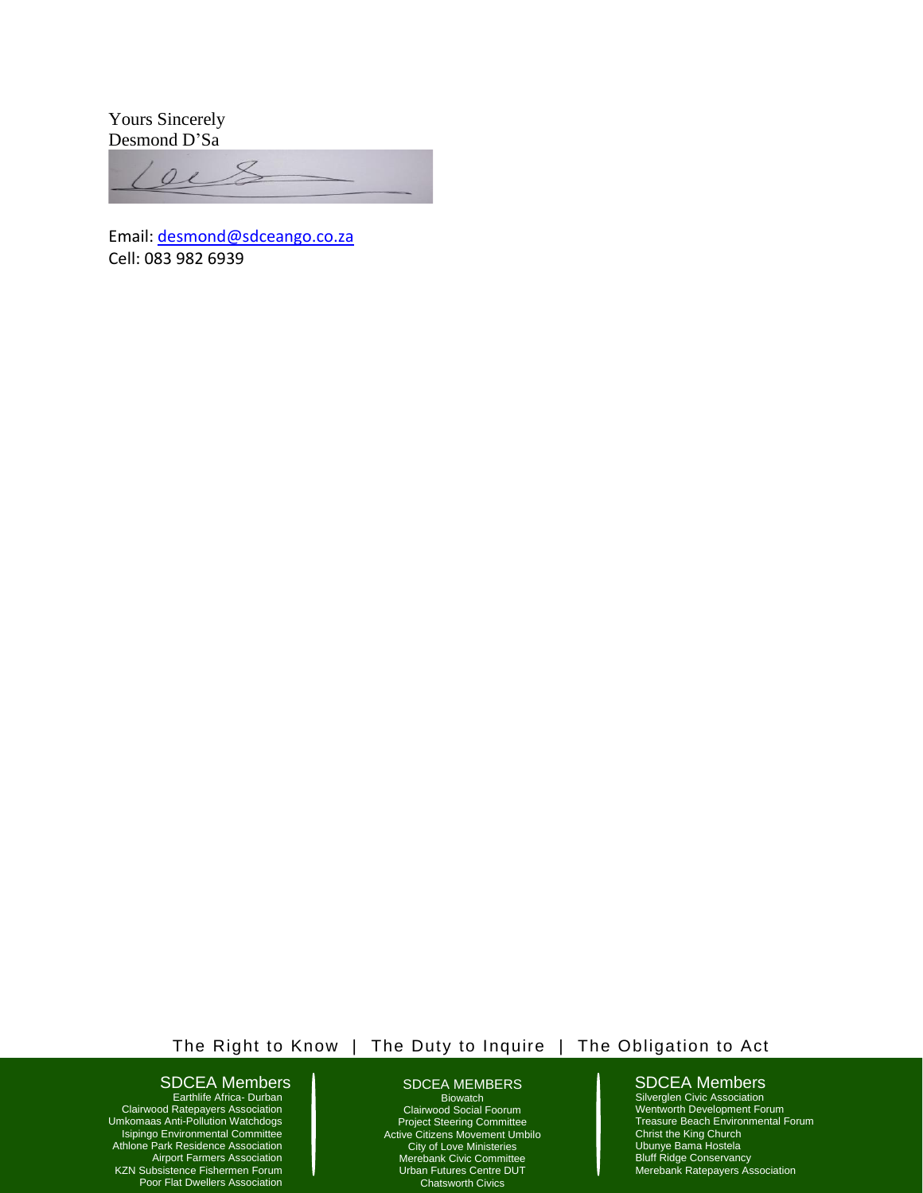Yours Sincerely
Desmond D'Sa

Email: desmond@sdceango.co.za
Cell: 083 982 6939

The Right to Know | The Duty to Inquire | The Obligation to Act

SDCEA Members
Earthlife Africa- Durban
Clairwood Ratepayers Association
Umkomaas Anti-Pollution Watchdogs
Isipingo Environmental Committee
Athlone Park Residence Association
Airport Farmers Association
KZN Subsistence Fishermen Forum
Poor Flat Dwellers Association

SDCEA MEMBERS
Biowatch
Clairwood Social Foorum
Project Steering Committee
Active Citizens Movement Umbilo
City of Love Ministeries
Merebank Civic Committee
Urban Futures Centre DUT
Chatsworth Civics

SDCEA Members
Silverglen Civic Association
Wentworth Development Forum
Treasure Beach Environmental Forum
Christ the King Church
Ubunye Bama Hostela
Bluff Ridge Conservancy
Merebank Ratepayers Association